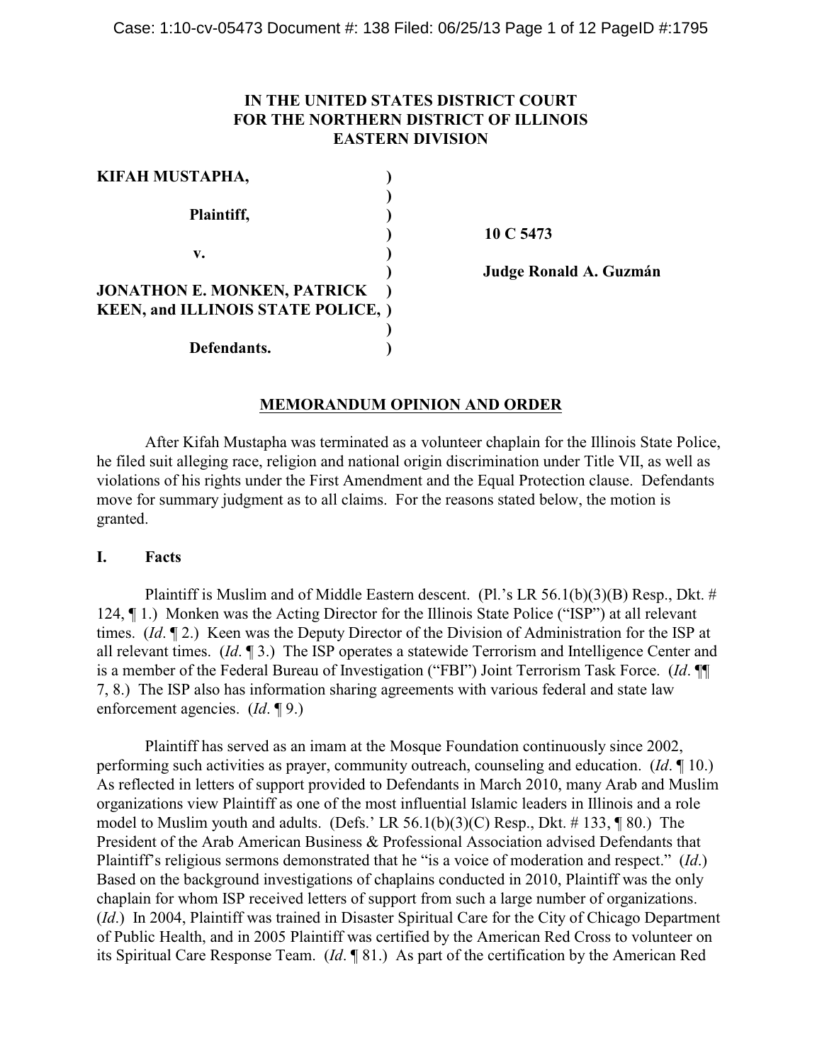**IN THE UNITED STATES DISTRICT COURT**
**FOR THE NORTHERN DISTRICT OF ILLINOIS**
**EASTERN DIVISION**

| | | |
|---|---|---|
| **KIFAH MUSTAPHA,** | ) | |
| | ) | |
| **Plaintiff,** | ) | |
| | ) | **10 C 5473** |
| **v.** | ) | |
| | ) | **Judge Ronald A. Guzmán** |
| **JONATHON E. MONKEN, PATRICK KEEN, and ILLINOIS STATE POLICE,** | ) | |
| | ) | |
| **Defendants.** | ) | |

**MEMORANDUM OPINION AND ORDER**

After Kifah Mustapha was terminated as a volunteer chaplain for the Illinois State Police, he filed suit alleging race, religion and national origin discrimination under Title VII, as well as violations of his rights under the First Amendment and the Equal Protection clause. Defendants move for summary judgment as to all claims. For the reasons stated below, the motion is granted.

## I. Facts

Plaintiff is Muslim and of Middle Eastern descent. (Pl.'s LR 56.1(b)(3)(B) Resp., Dkt. # 124, ¶ 1.) Monken was the Acting Director for the Illinois State Police ("ISP") at all relevant times. (*Id*. ¶ 2.) Keen was the Deputy Director of the Division of Administration for the ISP at all relevant times. (*Id*. ¶ 3.) The ISP operates a statewide Terrorism and Intelligence Center and is a member of the Federal Bureau of Investigation ("FBI") Joint Terrorism Task Force. (*Id*. ¶¶ 7, 8.) The ISP also has information sharing agreements with various federal and state law enforcement agencies. (*Id*. ¶ 9.)

Plaintiff has served as an imam at the Mosque Foundation continuously since 2002, performing such activities as prayer, community outreach, counseling and education. (*Id*. ¶ 10.) As reflected in letters of support provided to Defendants in March 2010, many Arab and Muslim organizations view Plaintiff as one of the most influential Islamic leaders in Illinois and a role model to Muslim youth and adults. (Defs.' LR 56.1(b)(3)(C) Resp., Dkt. # 133, ¶ 80.) The President of the Arab American Business & Professional Association advised Defendants that Plaintiff's religious sermons demonstrated that he "is a voice of moderation and respect." (*Id*.) Based on the background investigations of chaplains conducted in 2010, Plaintiff was the only chaplain for whom ISP received letters of support from such a large number of organizations. (*Id*.) In 2004, Plaintiff was trained in Disaster Spiritual Care for the City of Chicago Department of Public Health, and in 2005 Plaintiff was certified by the American Red Cross to volunteer on its Spiritual Care Response Team. (*Id*. ¶ 81.) As part of the certification by the American Red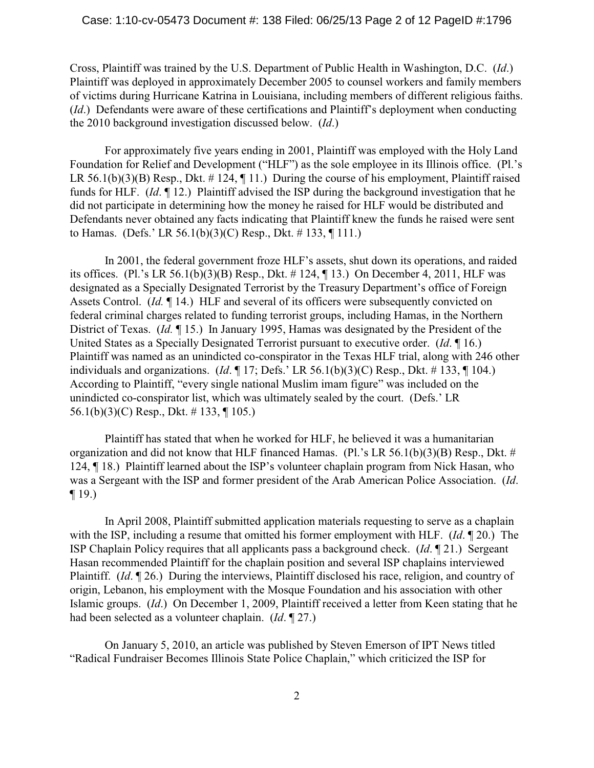Cross, Plaintiff was trained by the U.S. Department of Public Health in Washington, D.C. (*Id*.) Plaintiff was deployed in approximately December 2005 to counsel workers and family members of victims during Hurricane Katrina in Louisiana, including members of different religious faiths. (*Id*.) Defendants were aware of these certifications and Plaintiff's deployment when conducting the 2010 background investigation discussed below. (*Id*.)

For approximately five years ending in 2001, Plaintiff was employed with the Holy Land Foundation for Relief and Development ("HLF") as the sole employee in its Illinois office. (Pl.'s LR 56.1(b)(3)(B) Resp., Dkt. # 124, ¶ 11.) During the course of his employment, Plaintiff raised funds for HLF. (*Id*. ¶ 12.) Plaintiff advised the ISP during the background investigation that he did not participate in determining how the money he raised for HLF would be distributed and Defendants never obtained any facts indicating that Plaintiff knew the funds he raised were sent to Hamas. (Defs.' LR 56.1(b)(3)(C) Resp., Dkt. # 133, ¶ 111.)

In 2001, the federal government froze HLF's assets, shut down its operations, and raided its offices. (Pl.'s LR 56.1(b)(3)(B) Resp., Dkt. # 124, ¶ 13.) On December 4, 2011, HLF was designated as a Specially Designated Terrorist by the Treasury Department's office of Foreign Assets Control. (*Id.* ¶ 14.) HLF and several of its officers were subsequently convicted on federal criminal charges related to funding terrorist groups, including Hamas, in the Northern District of Texas. (*Id.* ¶ 15.) In January 1995, Hamas was designated by the President of the United States as a Specially Designated Terrorist pursuant to executive order. (*Id*. ¶ 16.) Plaintiff was named as an unindicted co-conspirator in the Texas HLF trial, along with 246 other individuals and organizations. (*Id*. ¶ 17; Defs.' LR 56.1(b)(3)(C) Resp., Dkt. # 133, ¶ 104.) According to Plaintiff, "every single national Muslim imam figure" was included on the unindicted co-conspirator list, which was ultimately sealed by the court. (Defs.' LR 56.1(b)(3)(C) Resp., Dkt. # 133, ¶ 105.)

Plaintiff has stated that when he worked for HLF, he believed it was a humanitarian organization and did not know that HLF financed Hamas. (Pl.'s LR 56.1(b)(3)(B) Resp., Dkt. # 124, ¶ 18.) Plaintiff learned about the ISP's volunteer chaplain program from Nick Hasan, who was a Sergeant with the ISP and former president of the Arab American Police Association. (*Id*. ¶ 19.)

In April 2008, Plaintiff submitted application materials requesting to serve as a chaplain with the ISP, including a resume that omitted his former employment with HLF. (*Id*. ¶ 20.) The ISP Chaplain Policy requires that all applicants pass a background check. (*Id*. ¶ 21.) Sergeant Hasan recommended Plaintiff for the chaplain position and several ISP chaplains interviewed Plaintiff. (*Id*. ¶ 26.) During the interviews, Plaintiff disclosed his race, religion, and country of origin, Lebanon, his employment with the Mosque Foundation and his association with other Islamic groups. (*Id*.) On December 1, 2009, Plaintiff received a letter from Keen stating that he had been selected as a volunteer chaplain. (*Id*. ¶ 27.)

On January 5, 2010, an article was published by Steven Emerson of IPT News titled "Radical Fundraiser Becomes Illinois State Police Chaplain," which criticized the ISP for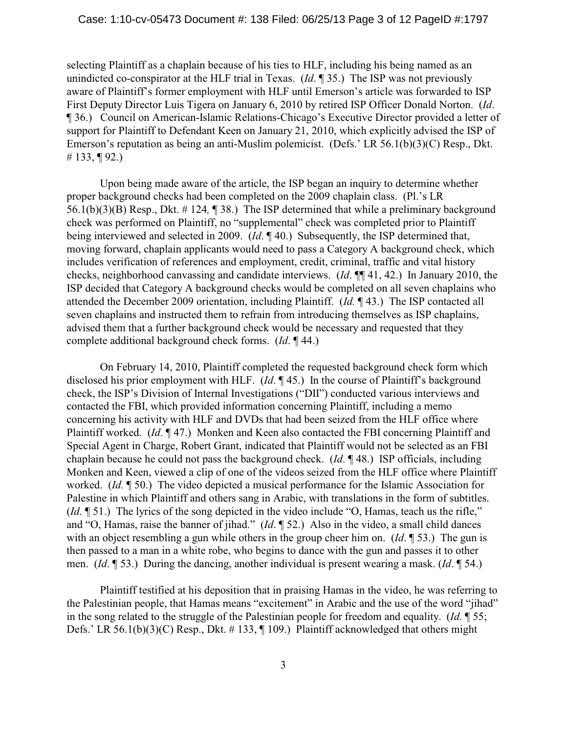selecting Plaintiff as a chaplain because of his ties to HLF, including his being named as an unindicted co-conspirator at the HLF trial in Texas. (*Id*. ¶ 35.) The ISP was not previously aware of Plaintiff's former employment with HLF until Emerson's article was forwarded to ISP First Deputy Director Luis Tigera on January 6, 2010 by retired ISP Officer Donald Norton. (*Id*. ¶ 36.) Council on American-Islamic Relations-Chicago's Executive Director provided a letter of support for Plaintiff to Defendant Keen on January 21, 2010, which explicitly advised the ISP of Emerson's reputation as being an anti-Muslim polemicist. (Defs.' LR 56.1(b)(3)(C) Resp., Dkt. # 133, ¶ 92.)

Upon being made aware of the article, the ISP began an inquiry to determine whether proper background checks had been completed on the 2009 chaplain class. (Pl.'s LR 56.1(b)(3)(B) Resp., Dkt. # 124*,* ¶ 38.) The ISP determined that while a preliminary background check was performed on Plaintiff, no "supplemental" check was completed prior to Plaintiff being interviewed and selected in 2009. (*Id*. ¶ 40.) Subsequently, the ISP determined that, moving forward, chaplain applicants would need to pass a Category A background check, which includes verification of references and employment, credit, criminal, traffic and vital history checks, neighborhood canvassing and candidate interviews. (*Id*. ¶¶ 41, 42.) In January 2010, the ISP decided that Category A background checks would be completed on all seven chaplains who attended the December 2009 orientation, including Plaintiff. (*Id.* ¶ 43.) The ISP contacted all seven chaplains and instructed them to refrain from introducing themselves as ISP chaplains, advised them that a further background check would be necessary and requested that they complete additional background check forms. (*Id*. ¶ 44.)

On February 14, 2010, Plaintiff completed the requested background check form which disclosed his prior employment with HLF. (*Id*. ¶ 45.) In the course of Plaintiff's background check, the ISP's Division of Internal Investigations ("DII") conducted various interviews and contacted the FBI, which provided information concerning Plaintiff, including a memo concerning his activity with HLF and DVDs that had been seized from the HLF office where Plaintiff worked. (*Id*. ¶ 47.) Monken and Keen also contacted the FBI concerning Plaintiff and Special Agent in Charge, Robert Grant, indicated that Plaintiff would not be selected as an FBI chaplain because he could not pass the background check. (*Id*. ¶ 48.) ISP officials, including Monken and Keen, viewed a clip of one of the videos seized from the HLF office where Plaintiff worked. (*Id.* ¶ 50.) The video depicted a musical performance for the Islamic Association for Palestine in which Plaintiff and others sang in Arabic, with translations in the form of subtitles. (*Id*. ¶ 51.) The lyrics of the song depicted in the video include "O, Hamas, teach us the rifle," and "O, Hamas, raise the banner of jihad." (*Id*. ¶ 52.) Also in the video, a small child dances with an object resembling a gun while others in the group cheer him on. (*Id*. ¶ 53.) The gun is then passed to a man in a white robe, who begins to dance with the gun and passes it to other men. (*Id*. ¶ 53.) During the dancing, another individual is present wearing a mask. (*Id*. ¶ 54.)

Plaintiff testified at his deposition that in praising Hamas in the video, he was referring to the Palestinian people, that Hamas means "excitement" in Arabic and the use of the word "jihad" in the song related to the struggle of the Palestinian people for freedom and equality. (*Id*. ¶ 55; Defs.' LR 56.1(b)(3)(C) Resp., Dkt. # 133, ¶ 109.) Plaintiff acknowledged that others might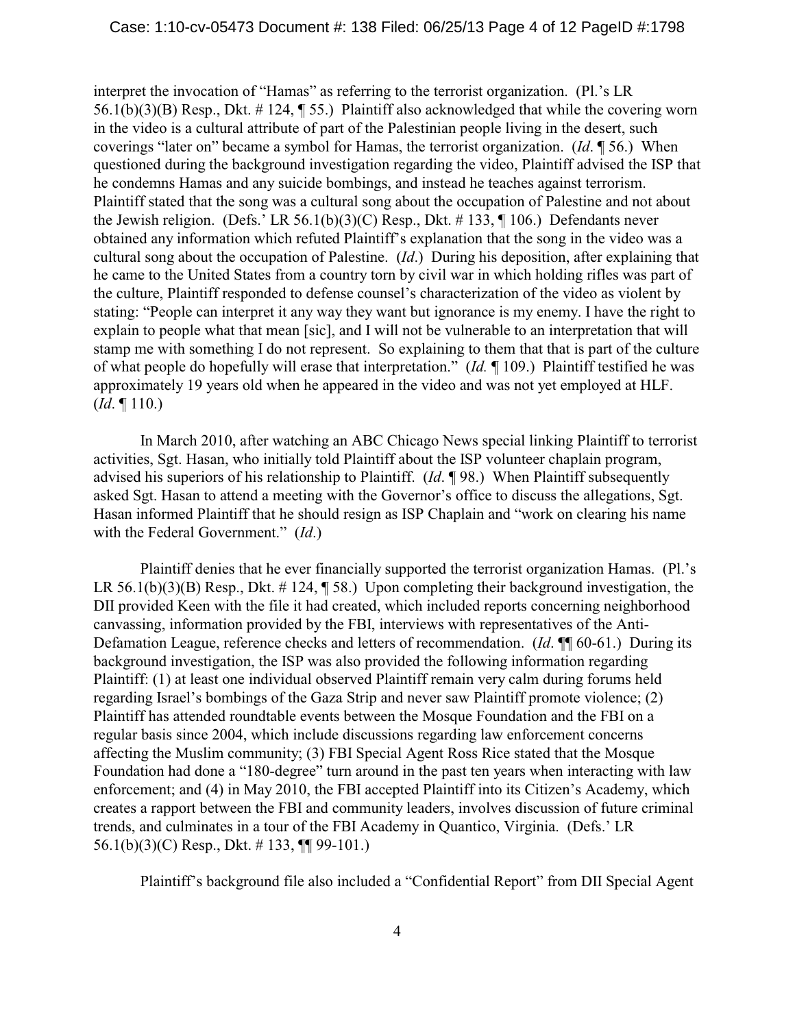interpret the invocation of "Hamas" as referring to the terrorist organization. (Pl.'s LR 56.1(b)(3)(B) Resp., Dkt. # 124, ¶ 55.) Plaintiff also acknowledged that while the covering worn in the video is a cultural attribute of part of the Palestinian people living in the desert, such coverings "later on" became a symbol for Hamas, the terrorist organization. (*Id*. ¶ 56.) When questioned during the background investigation regarding the video, Plaintiff advised the ISP that he condemns Hamas and any suicide bombings, and instead he teaches against terrorism. Plaintiff stated that the song was a cultural song about the occupation of Palestine and not about the Jewish religion. (Defs.' LR 56.1(b)(3)(C) Resp., Dkt. # 133, ¶ 106.) Defendants never obtained any information which refuted Plaintiff's explanation that the song in the video was a cultural song about the occupation of Palestine. (*Id*.) During his deposition, after explaining that he came to the United States from a country torn by civil war in which holding rifles was part of the culture, Plaintiff responded to defense counsel's characterization of the video as violent by stating: "People can interpret it any way they want but ignorance is my enemy. I have the right to explain to people what that mean [sic], and I will not be vulnerable to an interpretation that will stamp me with something I do not represent. So explaining to them that that is part of the culture of what people do hopefully will erase that interpretation." (*Id.* ¶ 109.) Plaintiff testified he was approximately 19 years old when he appeared in the video and was not yet employed at HLF. (*Id*. ¶ 110.)

In March 2010, after watching an ABC Chicago News special linking Plaintiff to terrorist activities, Sgt. Hasan, who initially told Plaintiff about the ISP volunteer chaplain program, advised his superiors of his relationship to Plaintiff. (*Id*. ¶ 98.) When Plaintiff subsequently asked Sgt. Hasan to attend a meeting with the Governor's office to discuss the allegations, Sgt. Hasan informed Plaintiff that he should resign as ISP Chaplain and "work on clearing his name with the Federal Government." (*Id*.)

Plaintiff denies that he ever financially supported the terrorist organization Hamas. (Pl.'s LR 56.1(b)(3)(B) Resp., Dkt. # 124, ¶ 58.) Upon completing their background investigation, the DII provided Keen with the file it had created, which included reports concerning neighborhood canvassing, information provided by the FBI, interviews with representatives of the Anti-Defamation League, reference checks and letters of recommendation. (*Id*. ¶¶ 60-61.) During its background investigation, the ISP was also provided the following information regarding Plaintiff: (1) at least one individual observed Plaintiff remain very calm during forums held regarding Israel's bombings of the Gaza Strip and never saw Plaintiff promote violence; (2) Plaintiff has attended roundtable events between the Mosque Foundation and the FBI on a regular basis since 2004, which include discussions regarding law enforcement concerns affecting the Muslim community; (3) FBI Special Agent Ross Rice stated that the Mosque Foundation had done a "180-degree" turn around in the past ten years when interacting with law enforcement; and (4) in May 2010, the FBI accepted Plaintiff into its Citizen's Academy, which creates a rapport between the FBI and community leaders, involves discussion of future criminal trends, and culminates in a tour of the FBI Academy in Quantico, Virginia. (Defs.' LR 56.1(b)(3)(C) Resp., Dkt. # 133, ¶¶ 99-101.)

Plaintiff's background file also included a "Confidential Report" from DII Special Agent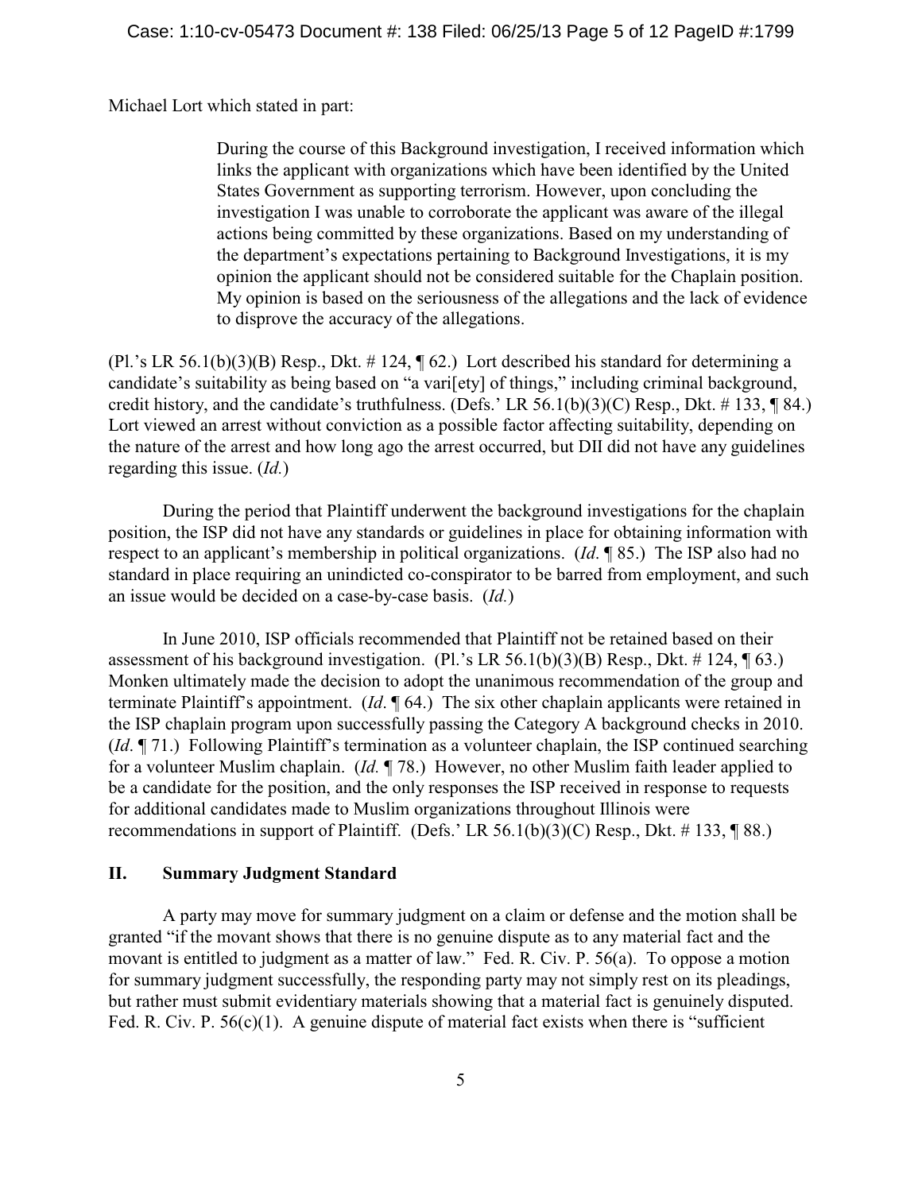Michael Lort which stated in part:

> During the course of this Background investigation, I received information which links the applicant with organizations which have been identified by the United States Government as supporting terrorism. However, upon concluding the investigation I was unable to corroborate the applicant was aware of the illegal actions being committed by these organizations. Based on my understanding of the department's expectations pertaining to Background Investigations, it is my opinion the applicant should not be considered suitable for the Chaplain position. My opinion is based on the seriousness of the allegations and the lack of evidence to disprove the accuracy of the allegations.

(Pl.'s LR 56.1(b)(3)(B) Resp., Dkt. # 124, ¶ 62.) Lort described his standard for determining a candidate's suitability as being based on "a vari[ety] of things," including criminal background, credit history, and the candidate's truthfulness. (Defs.' LR 56.1(b)(3)(C) Resp., Dkt. # 133, ¶ 84.) Lort viewed an arrest without conviction as a possible factor affecting suitability, depending on the nature of the arrest and how long ago the arrest occurred, but DII did not have any guidelines regarding this issue. (*Id.*)

During the period that Plaintiff underwent the background investigations for the chaplain position, the ISP did not have any standards or guidelines in place for obtaining information with respect to an applicant's membership in political organizations. (*Id*. ¶ 85.) The ISP also had no standard in place requiring an unindicted co-conspirator to be barred from employment, and such an issue would be decided on a case-by-case basis. (*Id.*)

In June 2010, ISP officials recommended that Plaintiff not be retained based on their assessment of his background investigation. (Pl.'s LR 56.1(b)(3)(B) Resp., Dkt. # 124, ¶ 63.) Monken ultimately made the decision to adopt the unanimous recommendation of the group and terminate Plaintiff's appointment. (*Id*. ¶ 64.) The six other chaplain applicants were retained in the ISP chaplain program upon successfully passing the Category A background checks in 2010. (*Id*. ¶ 71.) Following Plaintiff's termination as a volunteer chaplain, the ISP continued searching for a volunteer Muslim chaplain. (*Id.* ¶ 78.) However, no other Muslim faith leader applied to be a candidate for the position, and the only responses the ISP received in response to requests for additional candidates made to Muslim organizations throughout Illinois were recommendations in support of Plaintiff. (Defs.' LR 56.1(b)(3)(C) Resp., Dkt. # 133, ¶ 88.)

## II. Summary Judgment Standard

A party may move for summary judgment on a claim or defense and the motion shall be granted "if the movant shows that there is no genuine dispute as to any material fact and the movant is entitled to judgment as a matter of law." Fed. R. Civ. P. 56(a). To oppose a motion for summary judgment successfully, the responding party may not simply rest on its pleadings, but rather must submit evidentiary materials showing that a material fact is genuinely disputed. Fed. R. Civ. P. 56(c)(1). A genuine dispute of material fact exists when there is "sufficient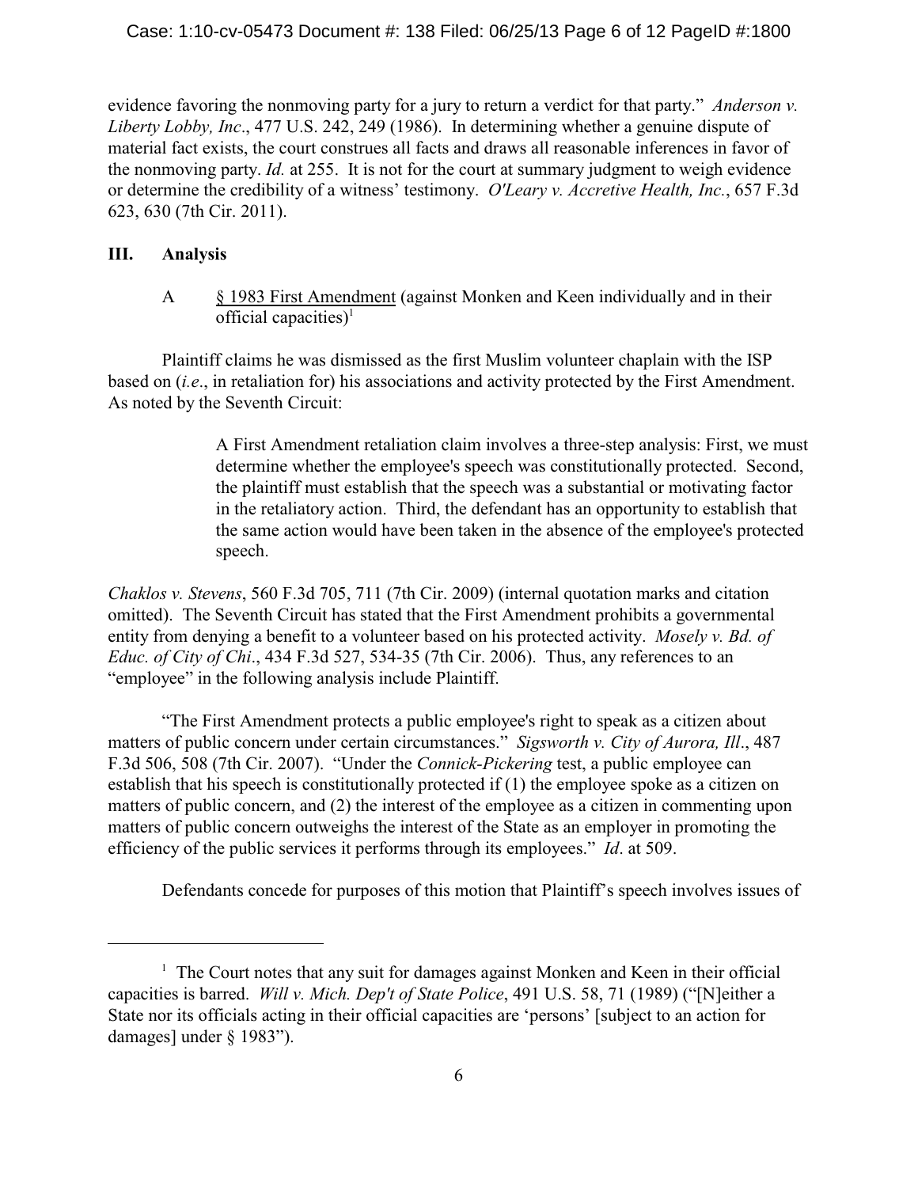evidence favoring the nonmoving party for a jury to return a verdict for that party." *Anderson v. Liberty Lobby, Inc*., 477 U.S. 242, 249 (1986). In determining whether a genuine dispute of material fact exists, the court construes all facts and draws all reasonable inferences in favor of the nonmoving party. *Id.* at 255. It is not for the court at summary judgment to weigh evidence or determine the credibility of a witness' testimony. *O'Leary v. Accretive Health, Inc.*, 657 F.3d 623, 630 (7th Cir. 2011).

## III. Analysis

### A § 1983 First Amendment (against Monken and Keen individually and in their official capacities)[1]

Plaintiff claims he was dismissed as the first Muslim volunteer chaplain with the ISP based on (*i.e*., in retaliation for) his associations and activity protected by the First Amendment. As noted by the Seventh Circuit:

> A First Amendment retaliation claim involves a three-step analysis: First, we must determine whether the employee's speech was constitutionally protected. Second, the plaintiff must establish that the speech was a substantial or motivating factor in the retaliatory action. Third, the defendant has an opportunity to establish that the same action would have been taken in the absence of the employee's protected speech.

*Chaklos v. Stevens*, 560 F.3d 705, 711 (7th Cir. 2009) (internal quotation marks and citation omitted). The Seventh Circuit has stated that the First Amendment prohibits a governmental entity from denying a benefit to a volunteer based on his protected activity. *Mosely v. Bd. of Educ. of City of Chi*., 434 F.3d 527, 534-35 (7th Cir. 2006). Thus, any references to an "employee" in the following analysis include Plaintiff.

"The First Amendment protects a public employee's right to speak as a citizen about matters of public concern under certain circumstances." *Sigsworth v. City of Aurora, Ill*., 487 F.3d 506, 508 (7th Cir. 2007). "Under the *Connick-Pickering* test, a public employee can establish that his speech is constitutionally protected if (1) the employee spoke as a citizen on matters of public concern, and (2) the interest of the employee as a citizen in commenting upon matters of public concern outweighs the interest of the State as an employer in promoting the efficiency of the public services it performs through its employees." *Id*. at 509.

Defendants concede for purposes of this motion that Plaintiff's speech involves issues of

---

[1] The Court notes that any suit for damages against Monken and Keen in their official capacities is barred. *Will v. Mich. Dep't of State Police*, 491 U.S. 58, 71 (1989) ("[N]either a State nor its officials acting in their official capacities are 'persons' [subject to an action for damages] under § 1983").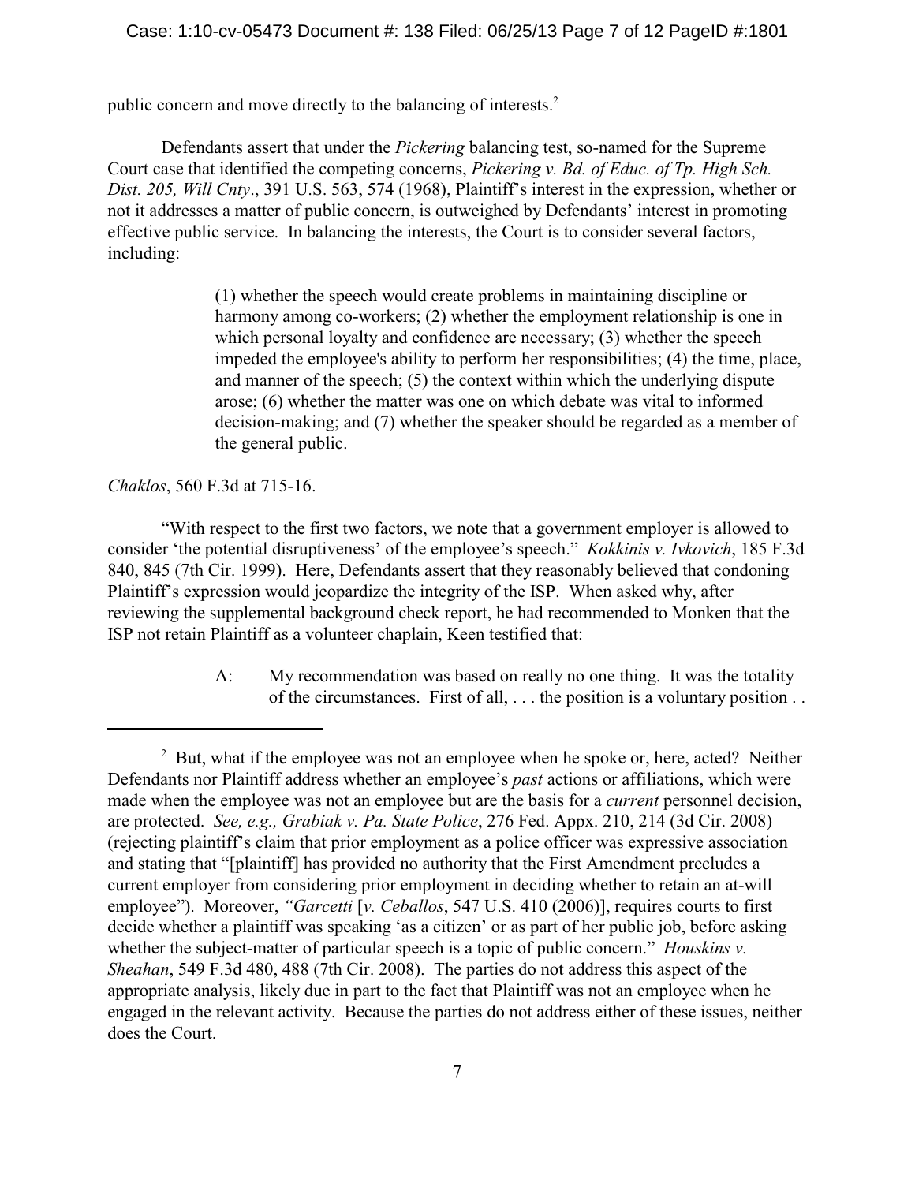public concern and move directly to the balancing of interests.[2]

Defendants assert that under the *Pickering* balancing test, so-named for the Supreme Court case that identified the competing concerns, *Pickering v. Bd. of Educ. of Tp. High Sch. Dist. 205, Will Cnty*., 391 U.S. 563, 574 (1968), Plaintiff's interest in the expression, whether or not it addresses a matter of public concern, is outweighed by Defendants' interest in promoting effective public service. In balancing the interests, the Court is to consider several factors, including:

> (1) whether the speech would create problems in maintaining discipline or harmony among co-workers; (2) whether the employment relationship is one in which personal loyalty and confidence are necessary; (3) whether the speech impeded the employee's ability to perform her responsibilities; (4) the time, place, and manner of the speech; (5) the context within which the underlying dispute arose; (6) whether the matter was one on which debate was vital to informed decision-making; and (7) whether the speaker should be regarded as a member of the general public.

*Chaklos*, 560 F.3d at 715-16.

"With respect to the first two factors, we note that a government employer is allowed to consider 'the potential disruptiveness' of the employee's speech." *Kokkinis v. Ivkovich*, 185 F.3d 840, 845 (7th Cir. 1999). Here, Defendants assert that they reasonably believed that condoning Plaintiff's expression would jeopardize the integrity of the ISP. When asked why, after reviewing the supplemental background check report, he had recommended to Monken that the ISP not retain Plaintiff as a volunteer chaplain, Keen testified that:

> A: My recommendation was based on really no one thing. It was the totality of the circumstances. First of all, . . . the position is a voluntary position . .

---

[2] But, what if the employee was not an employee when he spoke or, here, acted? Neither Defendants nor Plaintiff address whether an employee's *past* actions or affiliations, which were made when the employee was not an employee but are the basis for a *current* personnel decision, are protected. *See, e.g., Grabiak v. Pa. State Police*, 276 Fed. Appx. 210, 214 (3d Cir. 2008) (rejecting plaintiff's claim that prior employment as a police officer was expressive association and stating that "[plaintiff] has provided no authority that the First Amendment precludes a current employer from considering prior employment in deciding whether to retain an at-will employee"). Moreover, *"Garcetti* [*v. Ceballos*, 547 U.S. 410 (2006)], requires courts to first decide whether a plaintiff was speaking 'as a citizen' or as part of her public job, before asking whether the subject-matter of particular speech is a topic of public concern." *Houskins v. Sheahan*, 549 F.3d 480, 488 (7th Cir. 2008). The parties do not address this aspect of the appropriate analysis, likely due in part to the fact that Plaintiff was not an employee when he engaged in the relevant activity. Because the parties do not address either of these issues, neither does the Court.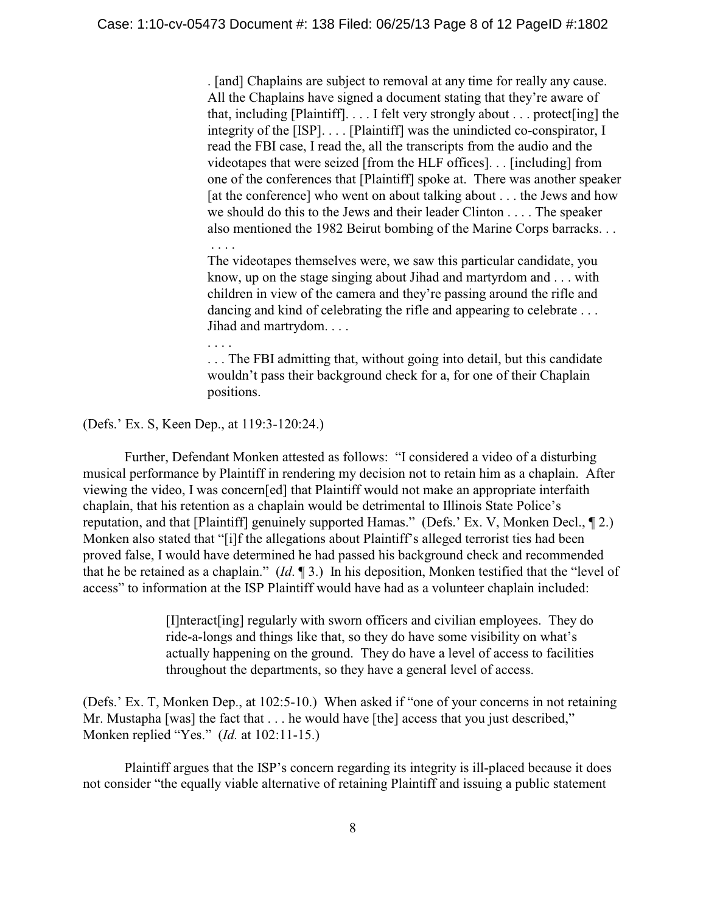> . [and] Chaplains are subject to removal at any time for really any cause. All the Chaplains have signed a document stating that they're aware of that, including [Plaintiff]. . . . I felt very strongly about . . . protect[ing] the integrity of the [ISP]. . . . [Plaintiff] was the unindicted co-conspirator, I read the FBI case, I read the, all the transcripts from the audio and the videotapes that were seized [from the HLF offices]. . . [including] from one of the conferences that [Plaintiff] spoke at. There was another speaker [at the conference] who went on about talking about . . . the Jews and how we should do this to the Jews and their leader Clinton . . . . The speaker also mentioned the 1982 Beirut bombing of the Marine Corps barracks. . .
>
> . . . .
>
> The videotapes themselves were, we saw this particular candidate, you know, up on the stage singing about Jihad and martyrdom and . . . with children in view of the camera and they're passing around the rifle and dancing and kind of celebrating the rifle and appearing to celebrate . . . Jihad and martrydom. . . .
>
> . . . .
>
> . . . The FBI admitting that, without going into detail, but this candidate wouldn't pass their background check for a, for one of their Chaplain positions.

(Defs.' Ex. S, Keen Dep., at 119:3-120:24.)

Further, Defendant Monken attested as follows: "I considered a video of a disturbing musical performance by Plaintiff in rendering my decision not to retain him as a chaplain. After viewing the video, I was concern[ed] that Plaintiff would not make an appropriate interfaith chaplain, that his retention as a chaplain would be detrimental to Illinois State Police's reputation, and that [Plaintiff] genuinely supported Hamas." (Defs.' Ex. V, Monken Decl., ¶ 2.) Monken also stated that "[i]f the allegations about Plaintiff's alleged terrorist ties had been proved false, I would have determined he had passed his background check and recommended that he be retained as a chaplain." (*Id.* ¶ 3.) In his deposition, Monken testified that the "level of access" to information at the ISP Plaintiff would have had as a volunteer chaplain included:

> [I]nteract[ing] regularly with sworn officers and civilian employees. They do ride-a-longs and things like that, so they do have some visibility on what's actually happening on the ground. They do have a level of access to facilities throughout the departments, so they have a general level of access.

(Defs.' Ex. T, Monken Dep., at 102:5-10.) When asked if "one of your concerns in not retaining Mr. Mustapha [was] the fact that . . . he would have [the] access that you just described," Monken replied "Yes." (*Id.* at 102:11-15.)

Plaintiff argues that the ISP's concern regarding its integrity is ill-placed because it does not consider "the equally viable alternative of retaining Plaintiff and issuing a public statement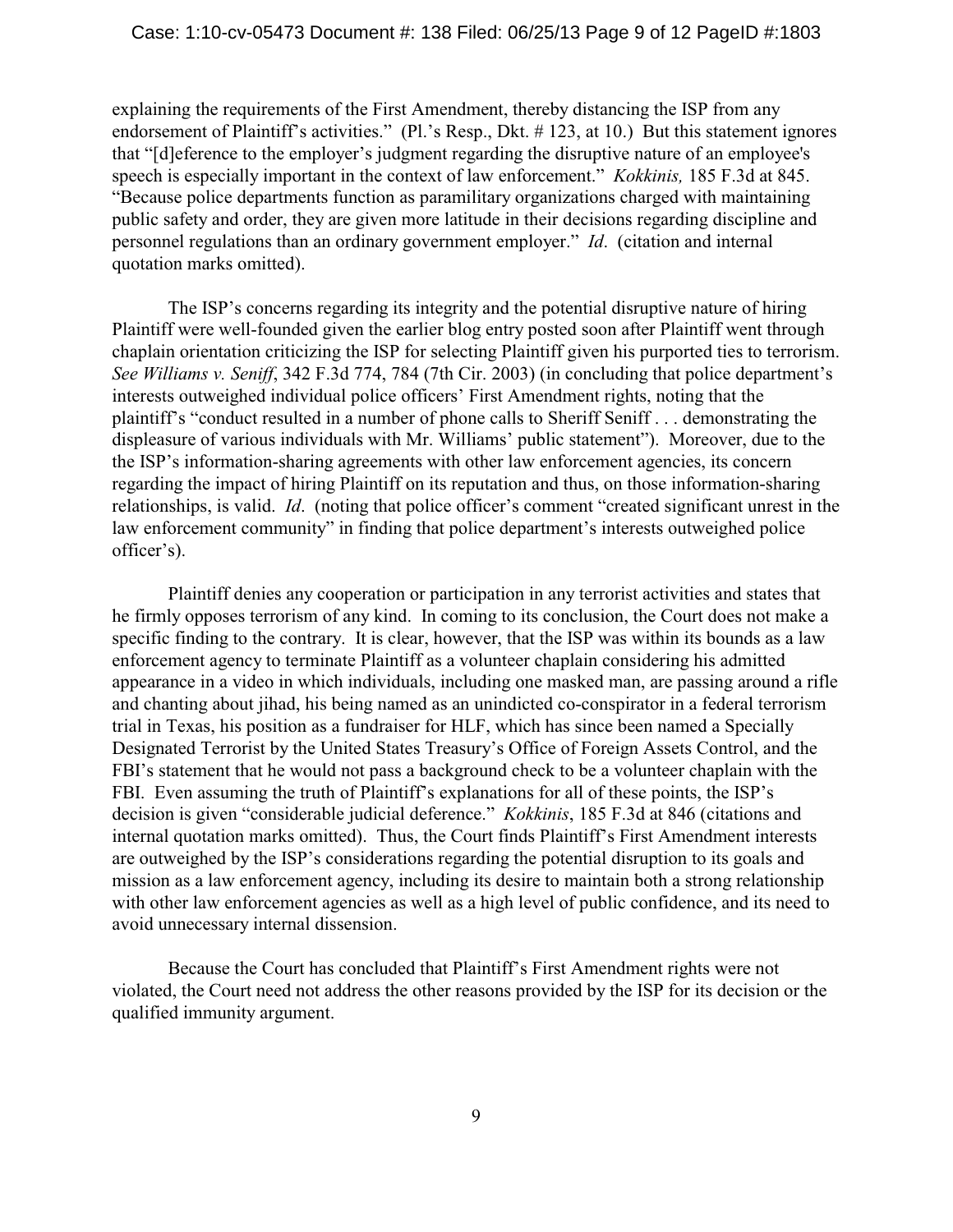explaining the requirements of the First Amendment, thereby distancing the ISP from any endorsement of Plaintiff's activities." (Pl.'s Resp., Dkt. # 123, at 10.) But this statement ignores that "[d]eference to the employer's judgment regarding the disruptive nature of an employee's speech is especially important in the context of law enforcement." *Kokkinis,* 185 F.3d at 845. "Because police departments function as paramilitary organizations charged with maintaining public safety and order, they are given more latitude in their decisions regarding discipline and personnel regulations than an ordinary government employer." *Id*. (citation and internal quotation marks omitted).

The ISP's concerns regarding its integrity and the potential disruptive nature of hiring Plaintiff were well-founded given the earlier blog entry posted soon after Plaintiff went through chaplain orientation criticizing the ISP for selecting Plaintiff given his purported ties to terrorism. *See Williams v. Seniff*, 342 F.3d 774, 784 (7th Cir. 2003) (in concluding that police department's interests outweighed individual police officers' First Amendment rights, noting that the plaintiff's "conduct resulted in a number of phone calls to Sheriff Seniff . . . demonstrating the displeasure of various individuals with Mr. Williams' public statement"). Moreover, due to the the ISP's information-sharing agreements with other law enforcement agencies, its concern regarding the impact of hiring Plaintiff on its reputation and thus, on those information-sharing relationships, is valid. *Id*. (noting that police officer's comment "created significant unrest in the law enforcement community" in finding that police department's interests outweighed police officer's).

Plaintiff denies any cooperation or participation in any terrorist activities and states that he firmly opposes terrorism of any kind. In coming to its conclusion, the Court does not make a specific finding to the contrary. It is clear, however, that the ISP was within its bounds as a law enforcement agency to terminate Plaintiff as a volunteer chaplain considering his admitted appearance in a video in which individuals, including one masked man, are passing around a rifle and chanting about jihad, his being named as an unindicted co-conspirator in a federal terrorism trial in Texas, his position as a fundraiser for HLF, which has since been named a Specially Designated Terrorist by the United States Treasury's Office of Foreign Assets Control, and the FBI's statement that he would not pass a background check to be a volunteer chaplain with the FBI. Even assuming the truth of Plaintiff's explanations for all of these points, the ISP's decision is given "considerable judicial deference." *Kokkinis*, 185 F.3d at 846 (citations and internal quotation marks omitted). Thus, the Court finds Plaintiff's First Amendment interests are outweighed by the ISP's considerations regarding the potential disruption to its goals and mission as a law enforcement agency, including its desire to maintain both a strong relationship with other law enforcement agencies as well as a high level of public confidence, and its need to avoid unnecessary internal dissension.

Because the Court has concluded that Plaintiff's First Amendment rights were not violated, the Court need not address the other reasons provided by the ISP for its decision or the qualified immunity argument.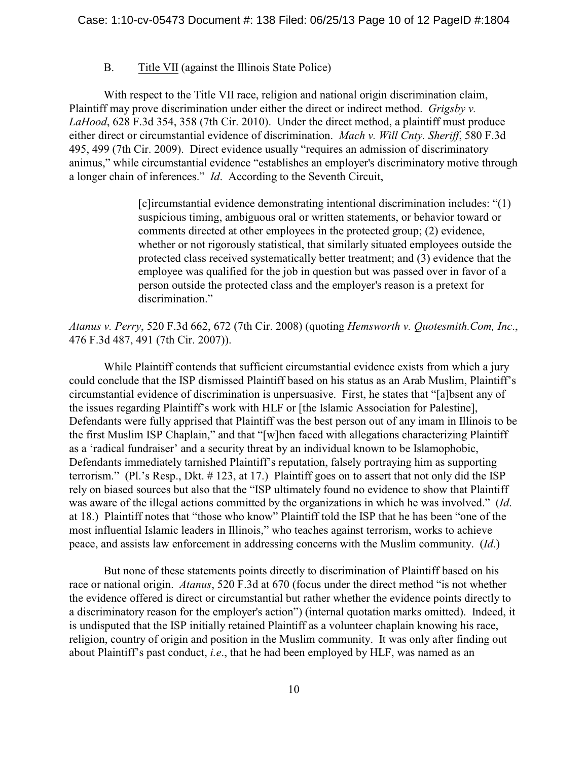B. Title VII (against the Illinois State Police)

With respect to the Title VII race, religion and national origin discrimination claim, Plaintiff may prove discrimination under either the direct or indirect method. *Grigsby v. LaHood*, 628 F.3d 354, 358 (7th Cir. 2010). Under the direct method, a plaintiff must produce either direct or circumstantial evidence of discrimination. *Mach v. Will Cnty. Sheriff*, 580 F.3d 495, 499 (7th Cir. 2009). Direct evidence usually "requires an admission of discriminatory animus," while circumstantial evidence "establishes an employer's discriminatory motive through a longer chain of inferences." *Id*. According to the Seventh Circuit,

> [c]ircumstantial evidence demonstrating intentional discrimination includes: "(1) suspicious timing, ambiguous oral or written statements, or behavior toward or comments directed at other employees in the protected group; (2) evidence, whether or not rigorously statistical, that similarly situated employees outside the protected class received systematically better treatment; and (3) evidence that the employee was qualified for the job in question but was passed over in favor of a person outside the protected class and the employer's reason is a pretext for discrimination."

*Atanus v. Perry*, 520 F.3d 662, 672 (7th Cir. 2008) (quoting *Hemsworth v. Quotesmith.Com, Inc*., 476 F.3d 487, 491 (7th Cir. 2007)).

While Plaintiff contends that sufficient circumstantial evidence exists from which a jury could conclude that the ISP dismissed Plaintiff based on his status as an Arab Muslim, Plaintiff's circumstantial evidence of discrimination is unpersuasive. First, he states that "[a]bsent any of the issues regarding Plaintiff's work with HLF or [the Islamic Association for Palestine], Defendants were fully apprised that Plaintiff was the best person out of any imam in Illinois to be the first Muslim ISP Chaplain," and that "[w]hen faced with allegations characterizing Plaintiff as a 'radical fundraiser' and a security threat by an individual known to be Islamophobic, Defendants immediately tarnished Plaintiff's reputation, falsely portraying him as supporting terrorism." (Pl.'s Resp., Dkt. # 123, at 17.) Plaintiff goes on to assert that not only did the ISP rely on biased sources but also that the "ISP ultimately found no evidence to show that Plaintiff was aware of the illegal actions committed by the organizations in which he was involved." (*Id.* at 18.) Plaintiff notes that "those who know" Plaintiff told the ISP that he has been "one of the most influential Islamic leaders in Illinois," who teaches against terrorism, works to achieve peace, and assists law enforcement in addressing concerns with the Muslim community. (*Id*.)

But none of these statements points directly to discrimination of Plaintiff based on his race or national origin. *Atanus*, 520 F.3d at 670 (focus under the direct method "is not whether the evidence offered is direct or circumstantial but rather whether the evidence points directly to a discriminatory reason for the employer's action") (internal quotation marks omitted). Indeed, it is undisputed that the ISP initially retained Plaintiff as a volunteer chaplain knowing his race, religion, country of origin and position in the Muslim community. It was only after finding out about Plaintiff's past conduct, *i.e*., that he had been employed by HLF, was named as an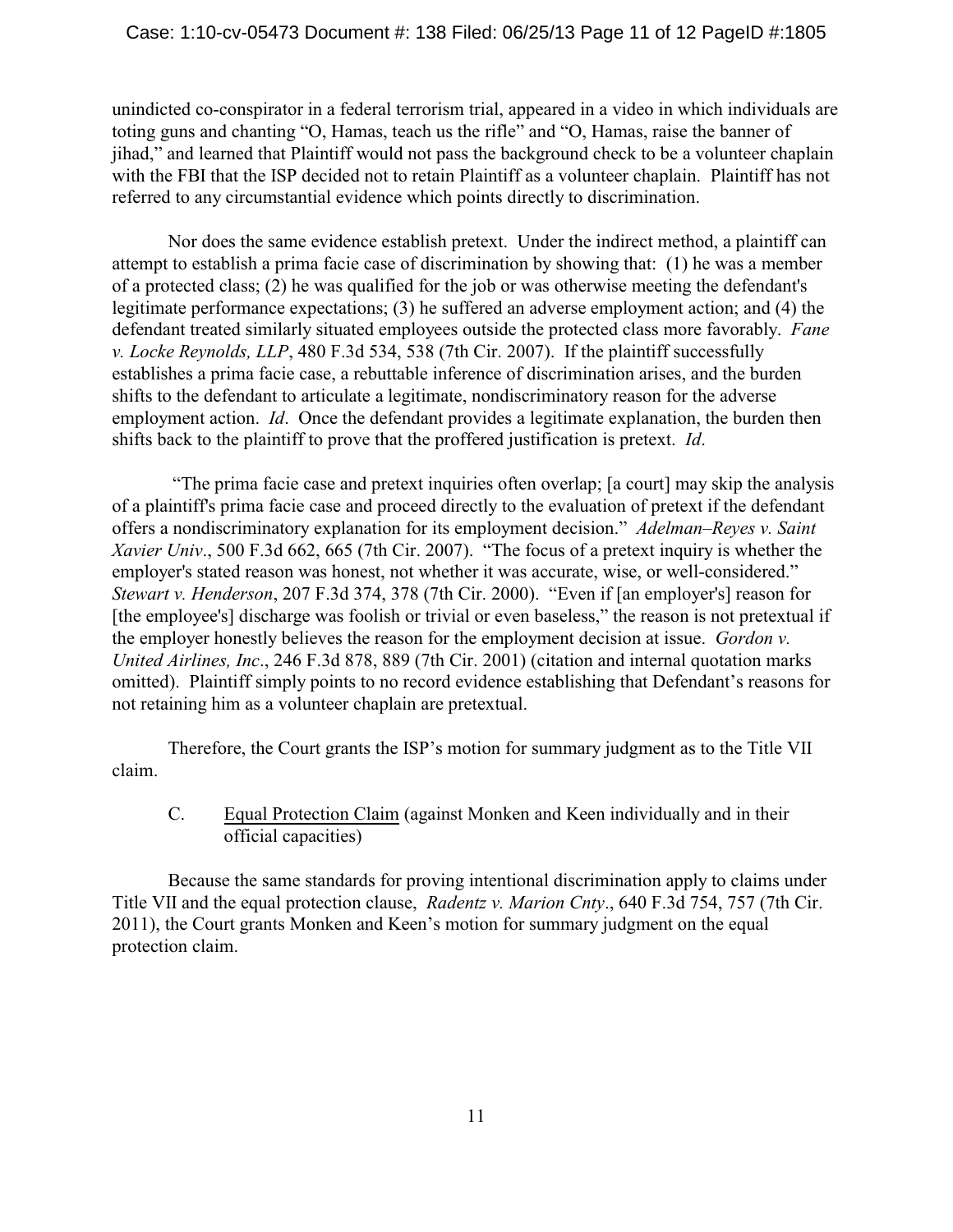unindicted co-conspirator in a federal terrorism trial, appeared in a video in which individuals are toting guns and chanting "O, Hamas, teach us the rifle" and "O, Hamas, raise the banner of jihad," and learned that Plaintiff would not pass the background check to be a volunteer chaplain with the FBI that the ISP decided not to retain Plaintiff as a volunteer chaplain. Plaintiff has not referred to any circumstantial evidence which points directly to discrimination.

Nor does the same evidence establish pretext. Under the indirect method, a plaintiff can attempt to establish a prima facie case of discrimination by showing that: (1) he was a member of a protected class; (2) he was qualified for the job or was otherwise meeting the defendant's legitimate performance expectations; (3) he suffered an adverse employment action; and (4) the defendant treated similarly situated employees outside the protected class more favorably. *Fane v. Locke Reynolds, LLP*, 480 F.3d 534, 538 (7th Cir. 2007). If the plaintiff successfully establishes a prima facie case, a rebuttable inference of discrimination arises, and the burden shifts to the defendant to articulate a legitimate, nondiscriminatory reason for the adverse employment action. *Id*. Once the defendant provides a legitimate explanation, the burden then shifts back to the plaintiff to prove that the proffered justification is pretext. *Id*.

"The prima facie case and pretext inquiries often overlap; [a court] may skip the analysis of a plaintiff's prima facie case and proceed directly to the evaluation of pretext if the defendant offers a nondiscriminatory explanation for its employment decision." *Adelman–Reyes v. Saint Xavier Univ*., 500 F.3d 662, 665 (7th Cir. 2007). "The focus of a pretext inquiry is whether the employer's stated reason was honest, not whether it was accurate, wise, or well-considered." *Stewart v. Henderson*, 207 F.3d 374, 378 (7th Cir. 2000). "Even if [an employer's] reason for [the employee's] discharge was foolish or trivial or even baseless," the reason is not pretextual if the employer honestly believes the reason for the employment decision at issue. *Gordon v. United Airlines, Inc*., 246 F.3d 878, 889 (7th Cir. 2001) (citation and internal quotation marks omitted). Plaintiff simply points to no record evidence establishing that Defendant's reasons for not retaining him as a volunteer chaplain are pretextual.

Therefore, the Court grants the ISP's motion for summary judgment as to the Title VII claim.

### C. Equal Protection Claim (against Monken and Keen individually and in their official capacities)

Because the same standards for proving intentional discrimination apply to claims under Title VII and the equal protection clause, *Radentz v. Marion Cnty*., 640 F.3d 754, 757 (7th Cir. 2011), the Court grants Monken and Keen's motion for summary judgment on the equal protection claim.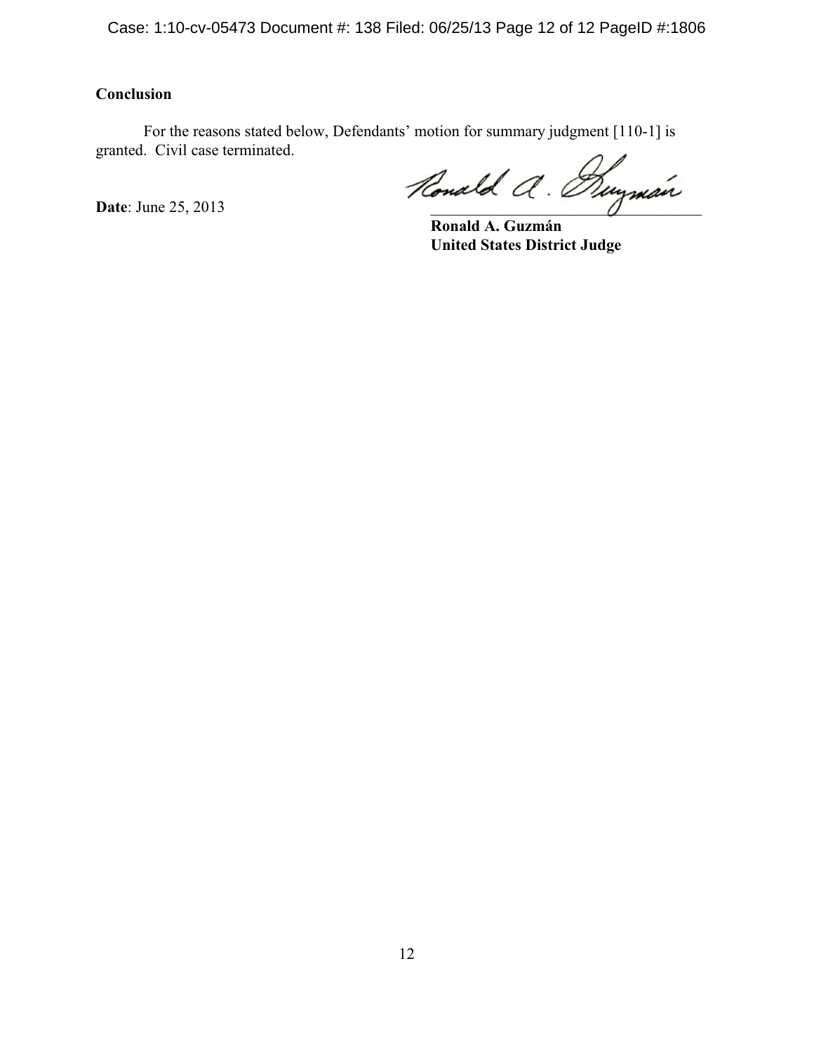**Conclusion**

For the reasons stated below, Defendants' motion for summary judgment [110-1] is granted. Civil case terminated.

**Date**: June 25, 2013

**Ronald A. Guzmán**
**United States District Judge**